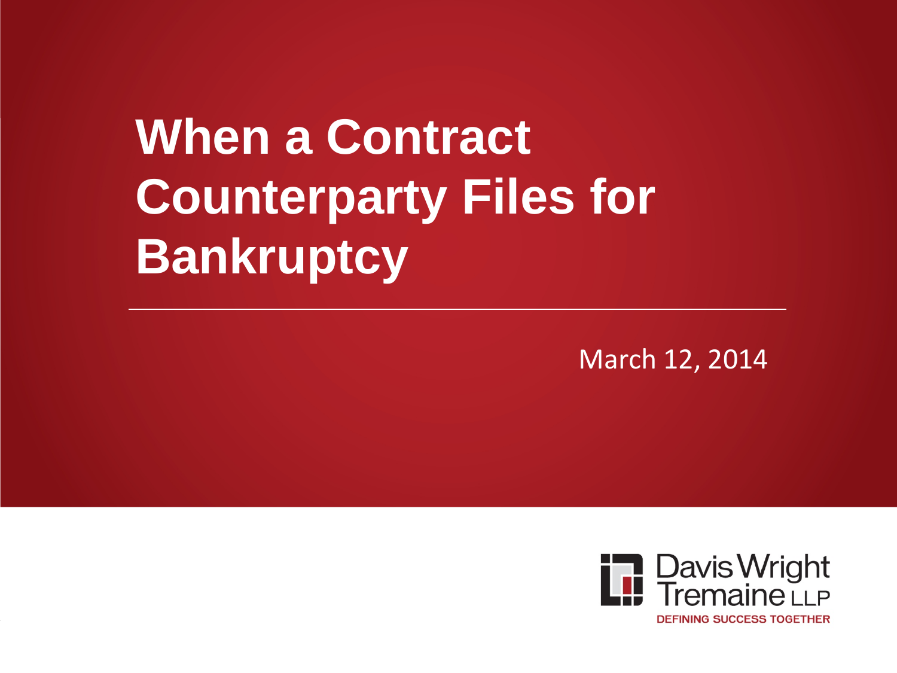# When a Contract Counterparty Files for Bankruptcy

March 12, 2014

Davis Wright Tremaine LLP

DEFINING SUCCESS TOGETHER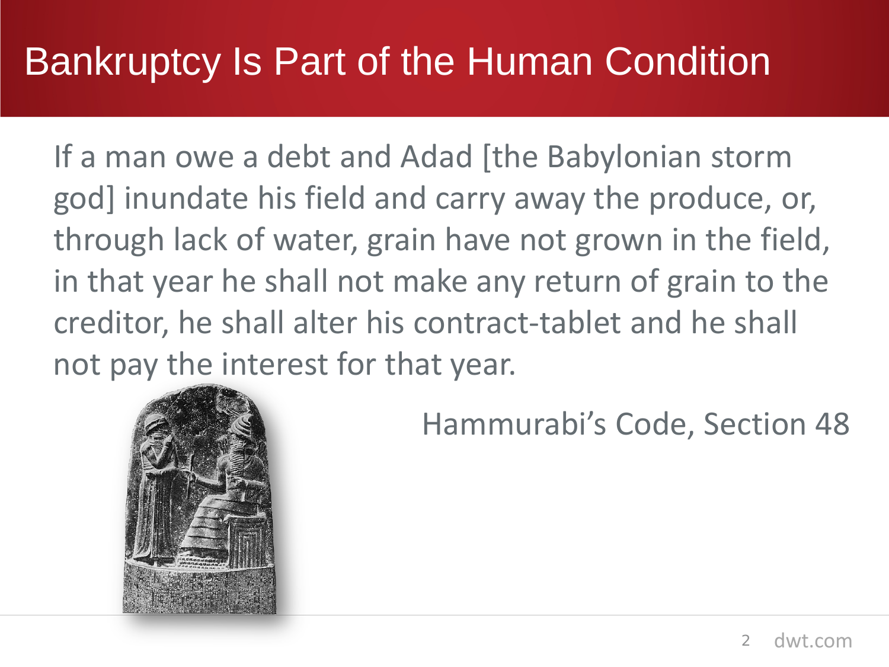# Bankruptcy Is Part of the Human Condition

If a man owe a debt and Adad [the Babylonian storm god] inundate his field and carry away the produce, or, through lack of water, grain have not grown in the field, in that year he shall not make any return of grain to the creditor, he shall alter his contract-tablet and he shall not pay the interest for that year.

Hammurabi's Code, Section 48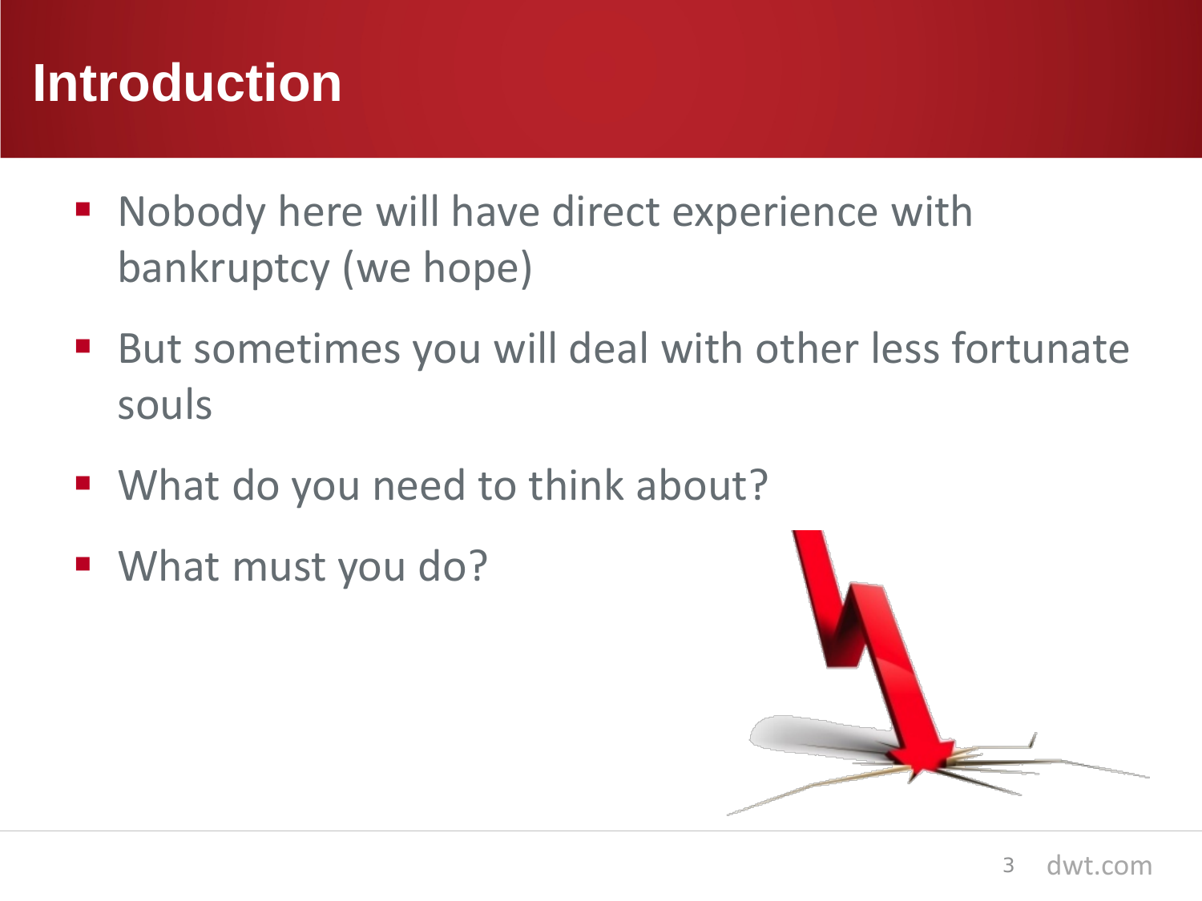# Introduction

- Nobody here will have direct experience with bankruptcy (we hope)
- But sometimes you will deal with other less fortunate souls
- What do you need to think about?
- What must you do?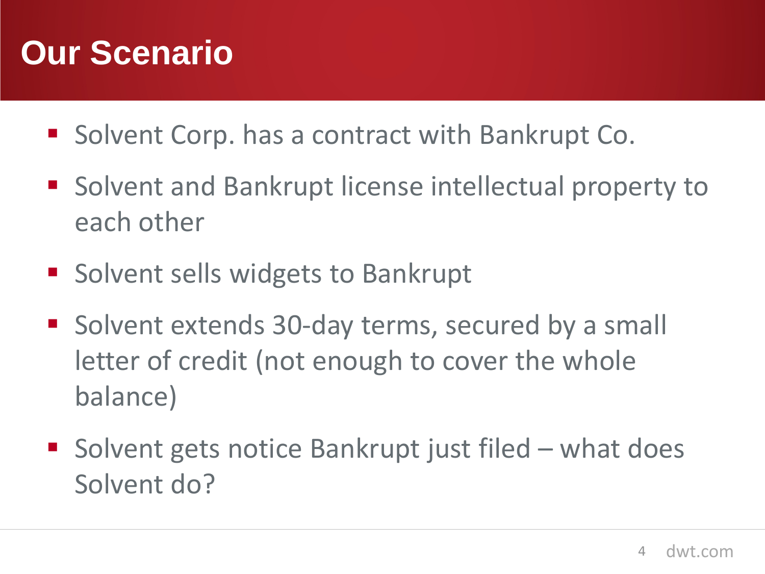# Our Scenario

- Solvent Corp. has a contract with Bankrupt Co.
- Solvent and Bankrupt license intellectual property to each other
- Solvent sells widgets to Bankrupt
- Solvent extends 30-day terms, secured by a small letter of credit (not enough to cover the whole balance)
- Solvent gets notice Bankrupt just filed – what does Solvent do?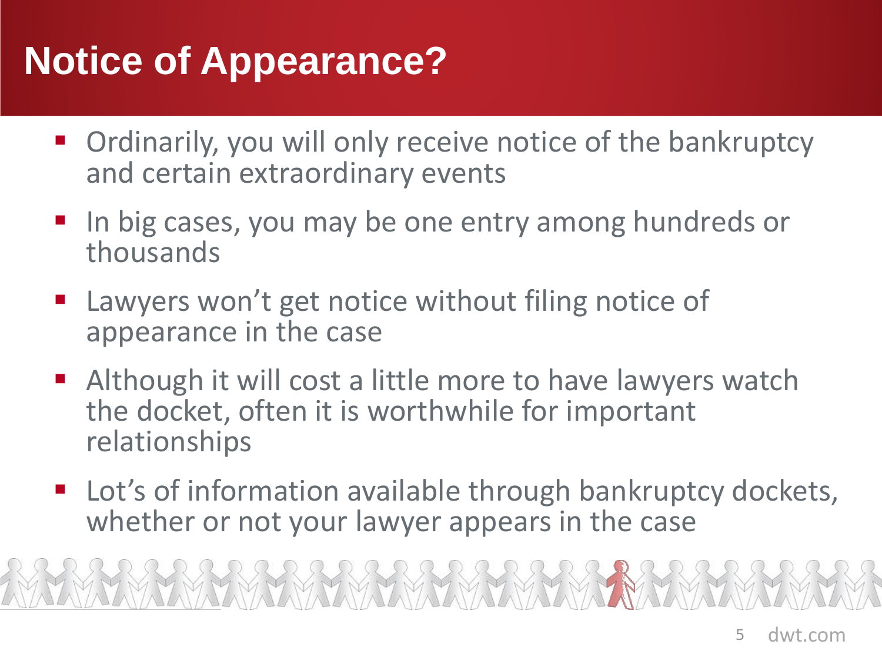# Notice of Appearance?

- Ordinarily, you will only receive notice of the bankruptcy and certain extraordinary events
- In big cases, you may be one entry among hundreds or thousands
- Lawyers won't get notice without filing notice of appearance in the case
- Although it will cost a little more to have lawyers watch the docket, often it is worthwhile for important relationships
- Lot's of information available through bankruptcy dockets, whether or not your lawyer appears in the case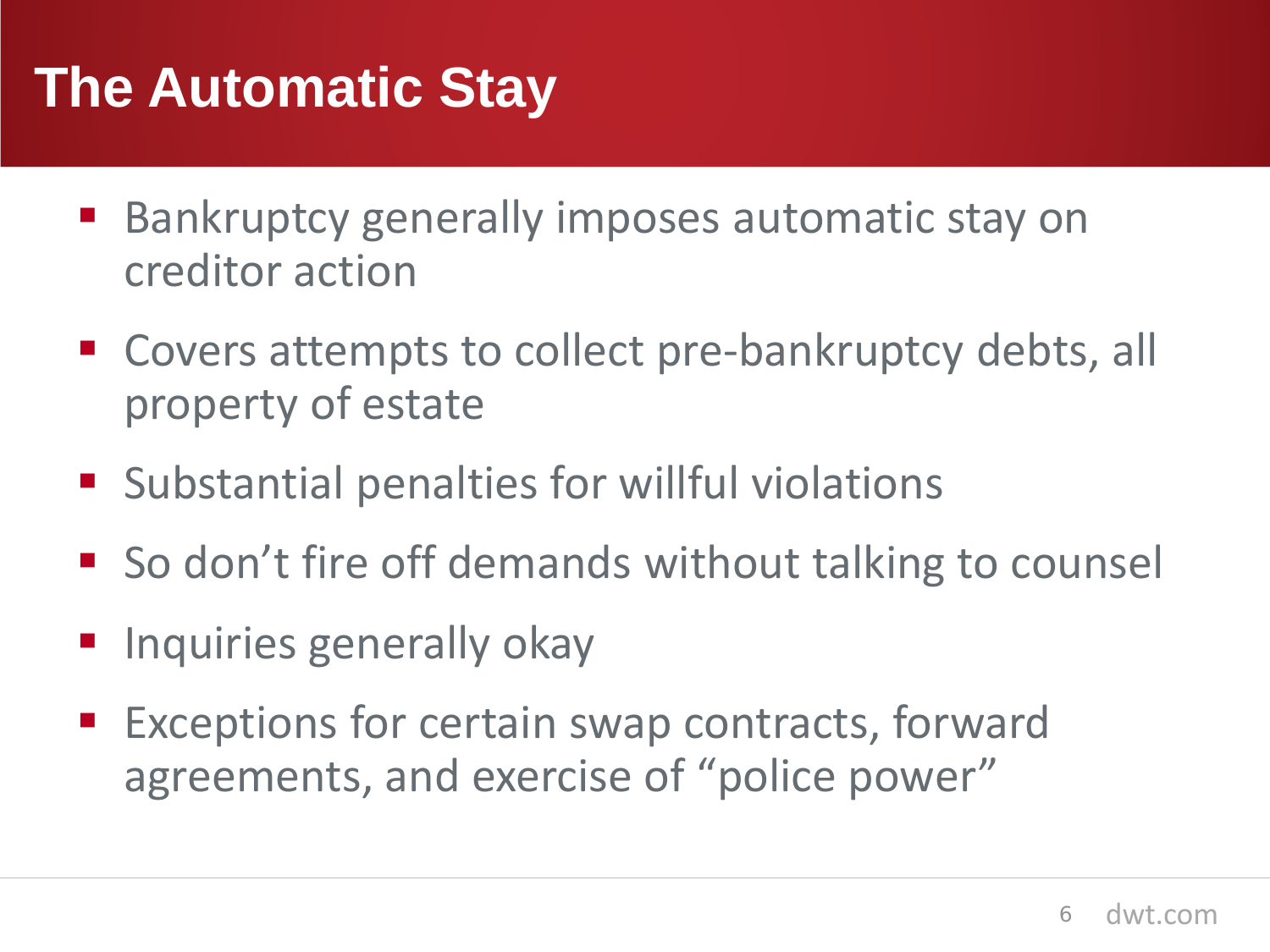# The Automatic Stay

- Bankruptcy generally imposes automatic stay on creditor action
- Covers attempts to collect pre-bankruptcy debts, all property of estate
- Substantial penalties for willful violations
- So don't fire off demands without talking to counsel
- Inquiries generally okay
- Exceptions for certain swap contracts, forward agreements, and exercise of "police power"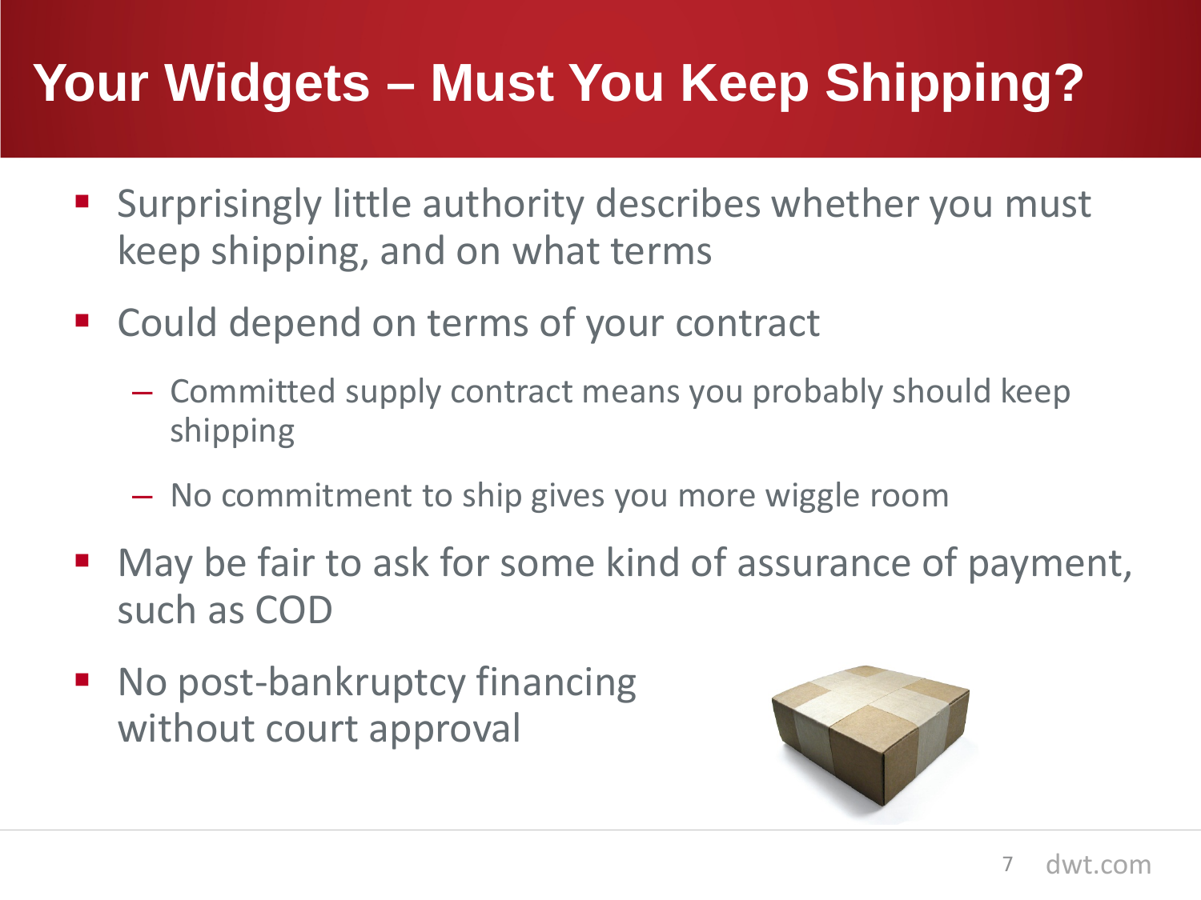# Your Widgets – Must You Keep Shipping?

- Surprisingly little authority describes whether you must keep shipping, and on what terms
- Could depend on terms of your contract
  - Committed supply contract means you probably should keep shipping
  - No commitment to ship gives you more wiggle room
- May be fair to ask for some kind of assurance of payment, such as COD
- No post-bankruptcy financing without court approval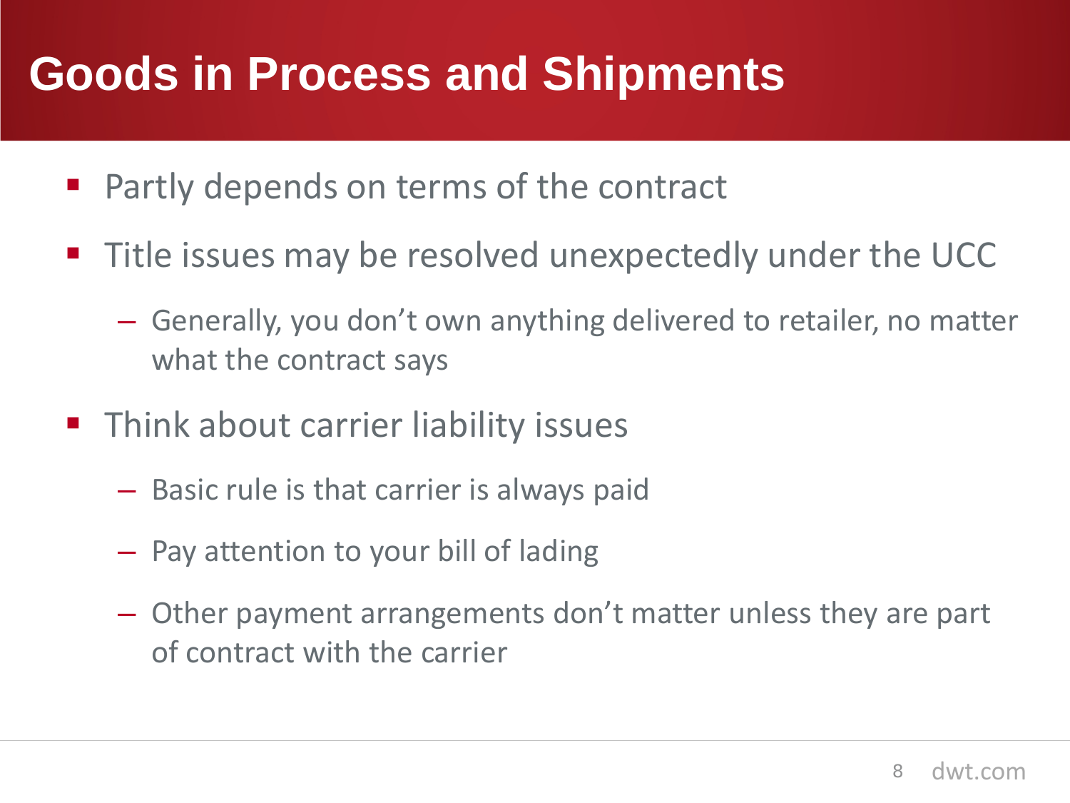# Goods in Process and Shipments

- Partly depends on terms of the contract
- Title issues may be resolved unexpectedly under the UCC
  - Generally, you don't own anything delivered to retailer, no matter what the contract says
- Think about carrier liability issues
  - Basic rule is that carrier is always paid
  - Pay attention to your bill of lading
  - Other payment arrangements don't matter unless they are part of contract with the carrier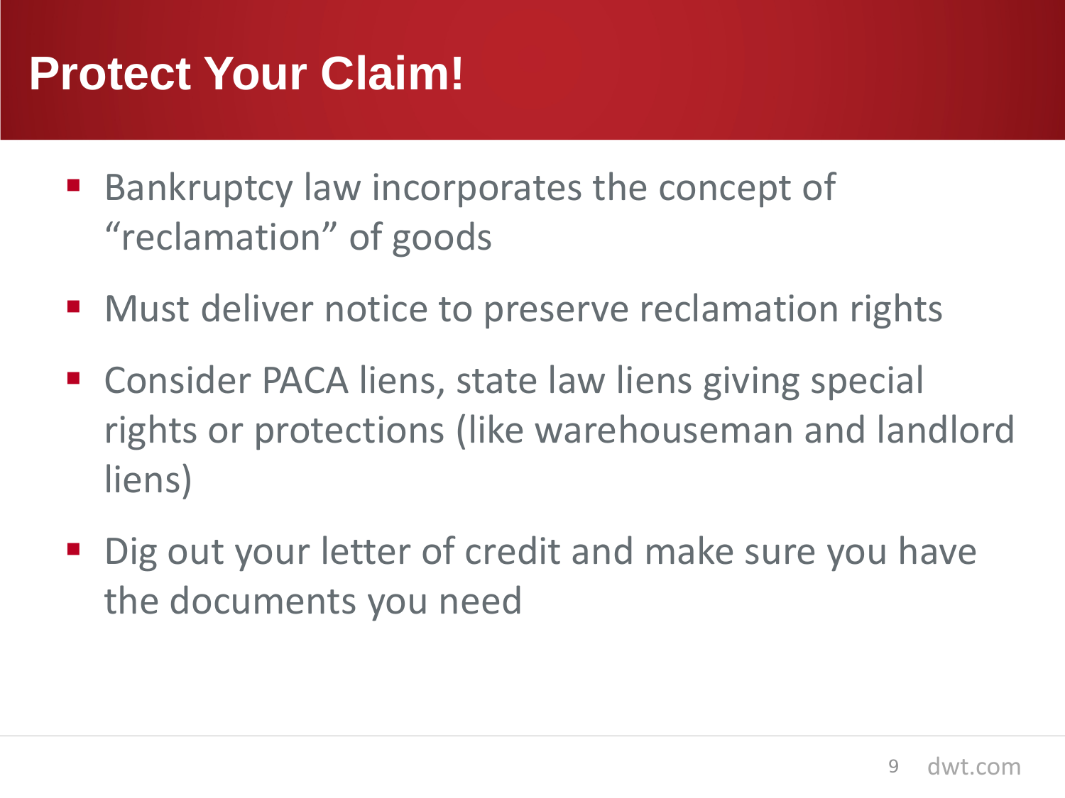# Protect Your Claim!

- Bankruptcy law incorporates the concept of "reclamation" of goods
- Must deliver notice to preserve reclamation rights
- Consider PACA liens, state law liens giving special rights or protections (like warehouseman and landlord liens)
- Dig out your letter of credit and make sure you have the documents you need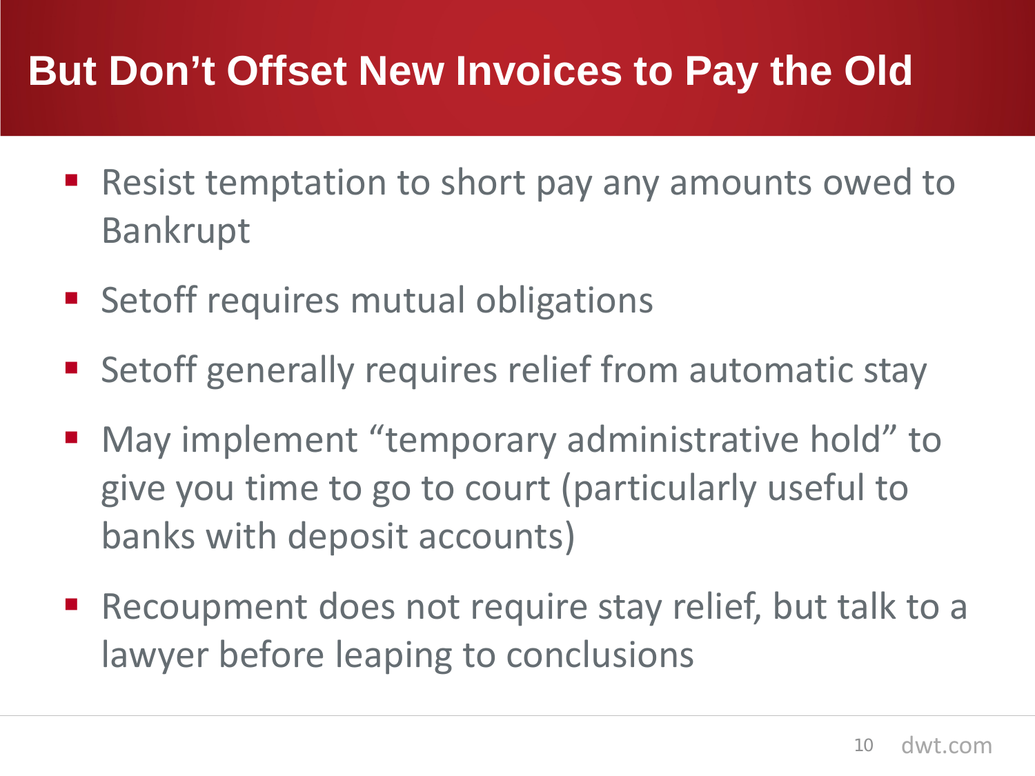# But Don't Offset New Invoices to Pay the Old

- Resist temptation to short pay any amounts owed to Bankrupt
- Setoff requires mutual obligations
- Setoff generally requires relief from automatic stay
- May implement "temporary administrative hold" to give you time to go to court (particularly useful to banks with deposit accounts)
- Recoupment does not require stay relief, but talk to a lawyer before leaping to conclusions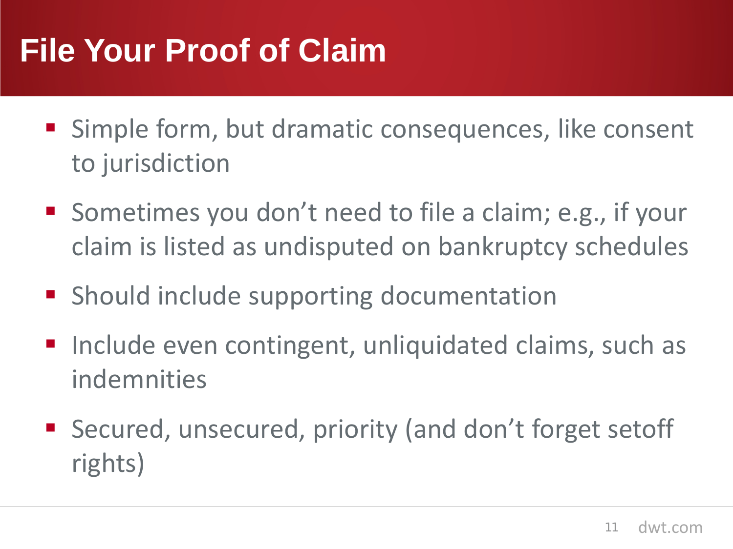# File Your Proof of Claim

- Simple form, but dramatic consequences, like consent to jurisdiction
- Sometimes you don't need to file a claim; e.g., if your claim is listed as undisputed on bankruptcy schedules
- Should include supporting documentation
- Include even contingent, unliquidated claims, such as indemnities
- Secured, unsecured, priority (and don't forget setoff rights)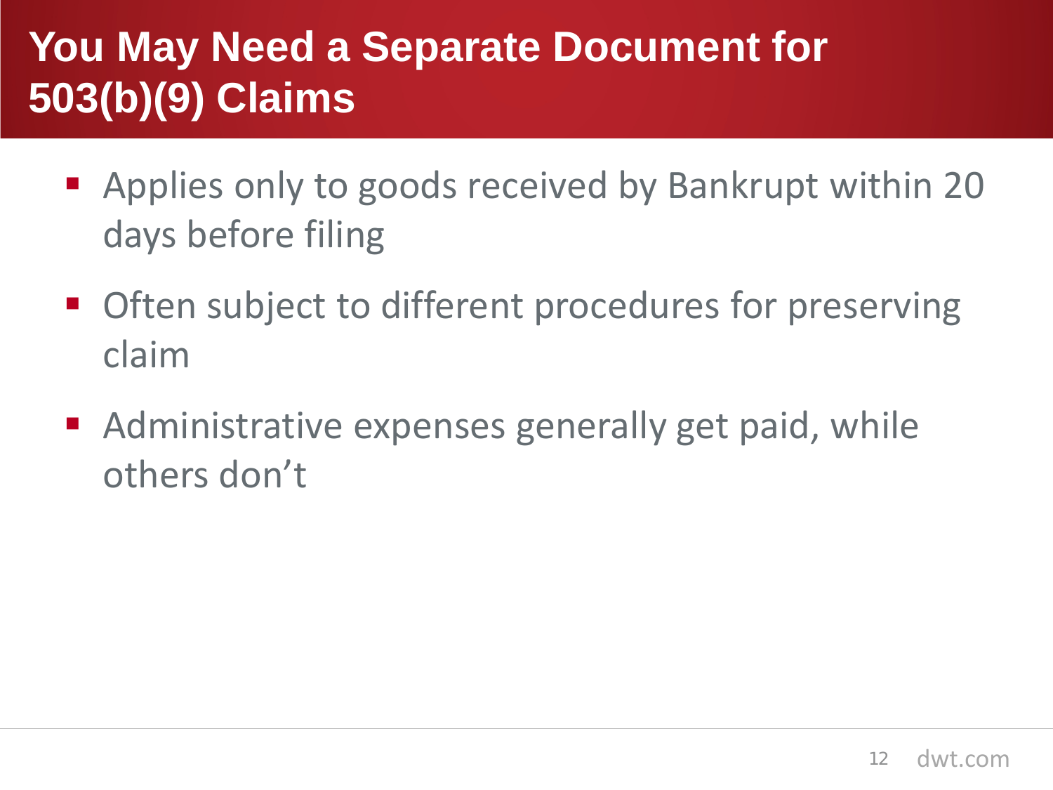# You May Need a Separate Document for 503(b)(9) Claims

- Applies only to goods received by Bankrupt within 20 days before filing
- Often subject to different procedures for preserving claim
- Administrative expenses generally get paid, while others don't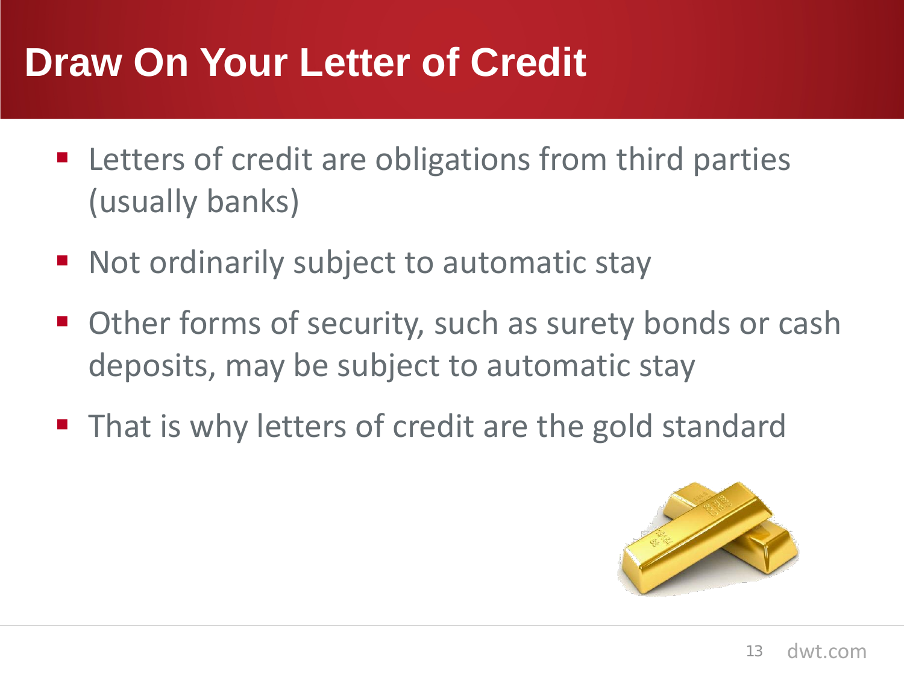# Draw On Your Letter of Credit

- Letters of credit are obligations from third parties (usually banks)
- Not ordinarily subject to automatic stay
- Other forms of security, such as surety bonds or cash deposits, may be subject to automatic stay
- That is why letters of credit are the gold standard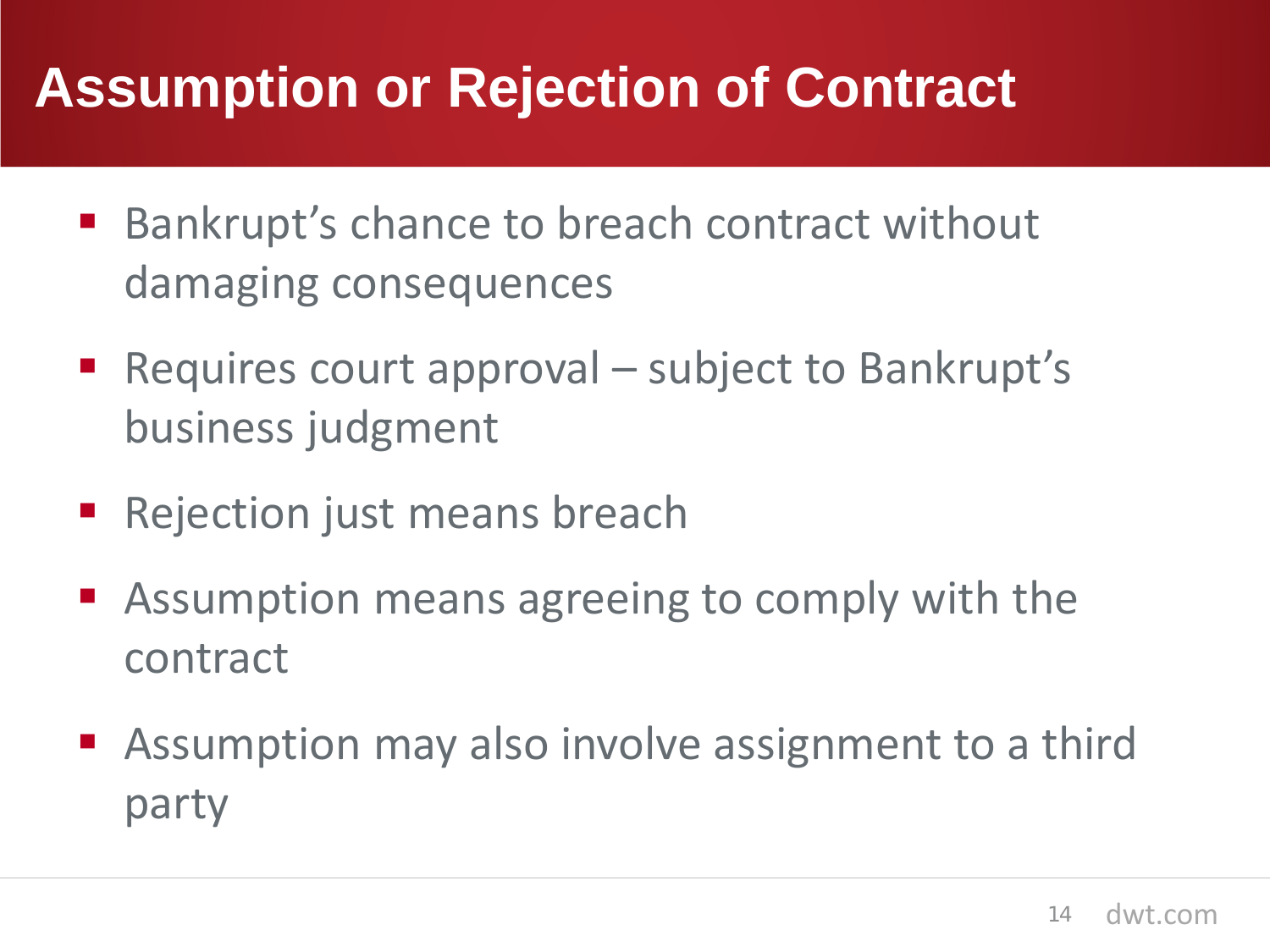# Assumption or Rejection of Contract

- Bankrupt’s chance to breach contract without damaging consequences
- Requires court approval – subject to Bankrupt’s business judgment
- Rejection just means breach
- Assumption means agreeing to comply with the contract
- Assumption may also involve assignment to a third party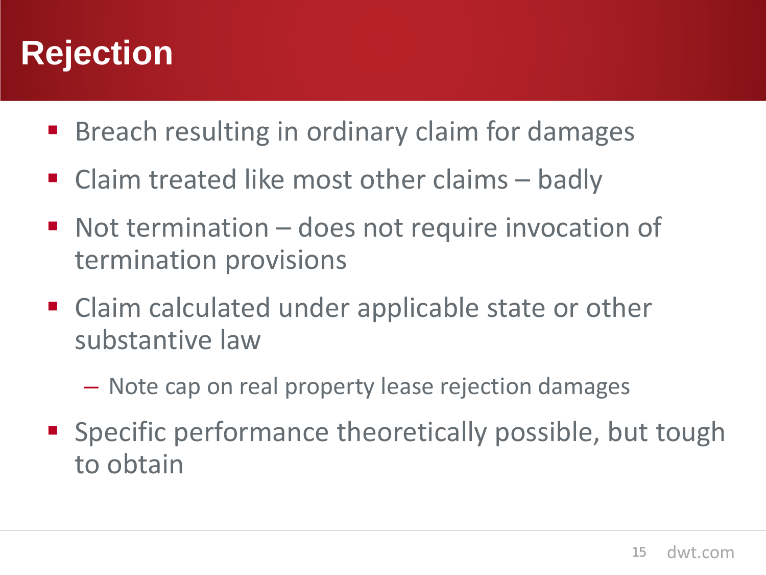# Rejection

- Breach resulting in ordinary claim for damages
- Claim treated like most other claims – badly
- Not termination – does not require invocation of termination provisions
- Claim calculated under applicable state or other substantive law
  - Note cap on real property lease rejection damages
- Specific performance theoretically possible, but tough to obtain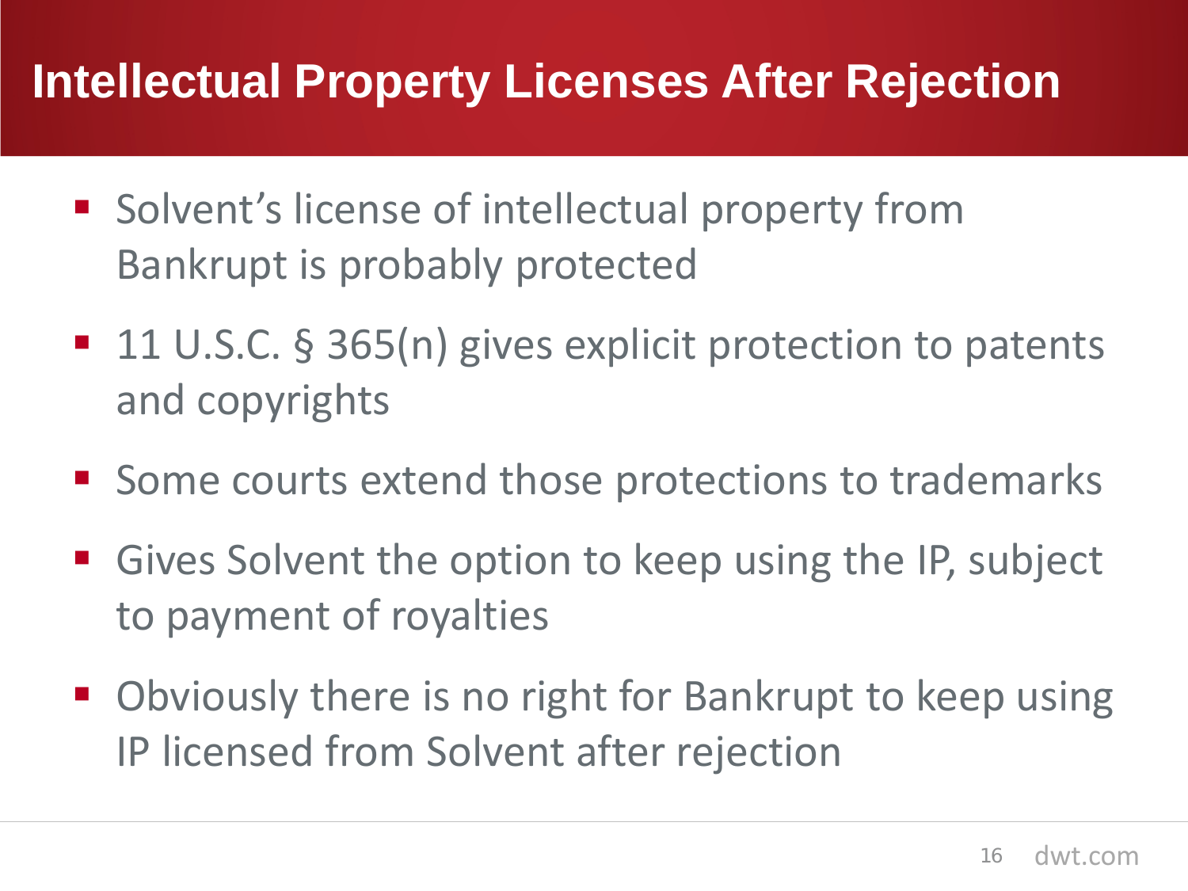# Intellectual Property Licenses After Rejection

- Solvent's license of intellectual property from Bankrupt is probably protected
- 11 U.S.C. § 365(n) gives explicit protection to patents and copyrights
- Some courts extend those protections to trademarks
- Gives Solvent the option to keep using the IP, subject to payment of royalties
- Obviously there is no right for Bankrupt to keep using IP licensed from Solvent after rejection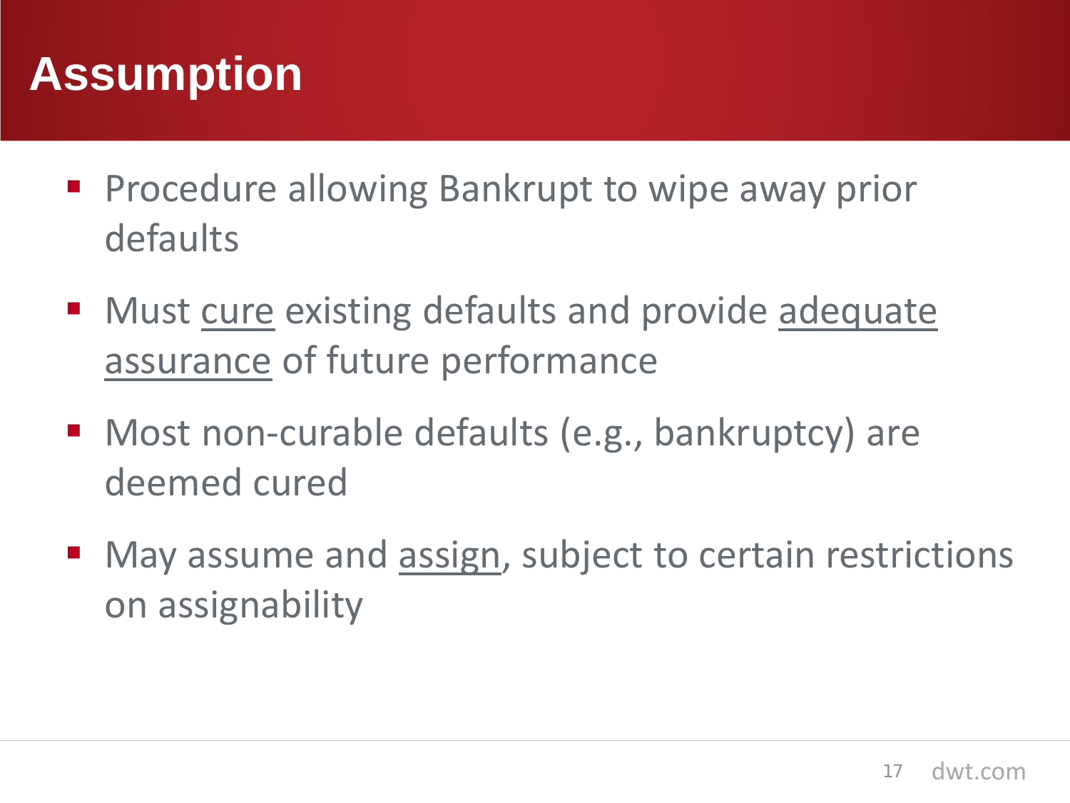# Assumption

- Procedure allowing Bankrupt to wipe away prior defaults
- Must <u>cure</u> existing defaults and provide <u>adequate assurance</u> of future performance
- Most non-curable defaults (e.g., bankruptcy) are deemed cured
- May assume and <u>assign</u>, subject to certain restrictions on assignability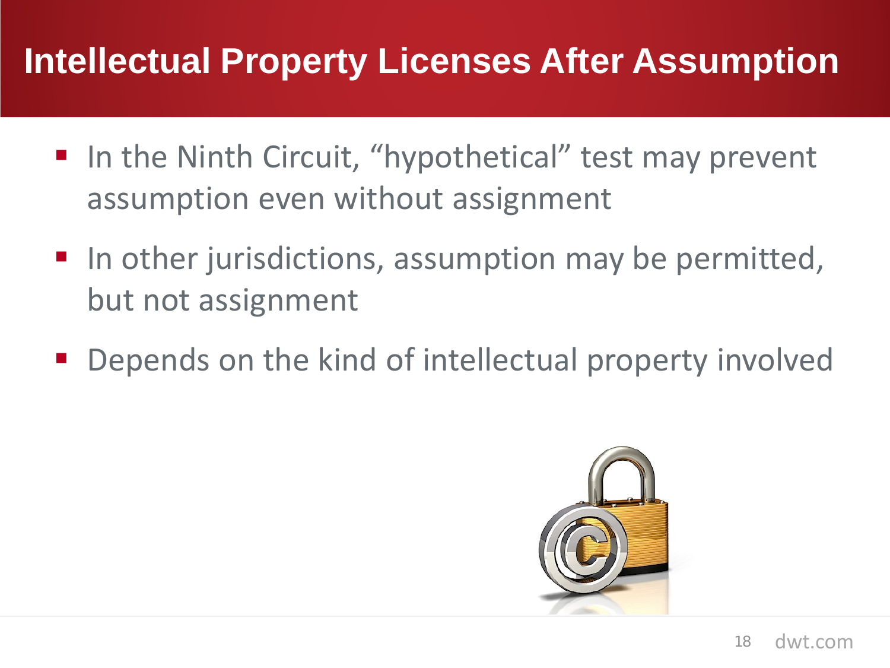# Intellectual Property Licenses After Assumption

- In the Ninth Circuit, “hypothetical” test may prevent assumption even without assignment
- In other jurisdictions, assumption may be permitted, but not assignment
- Depends on the kind of intellectual property involved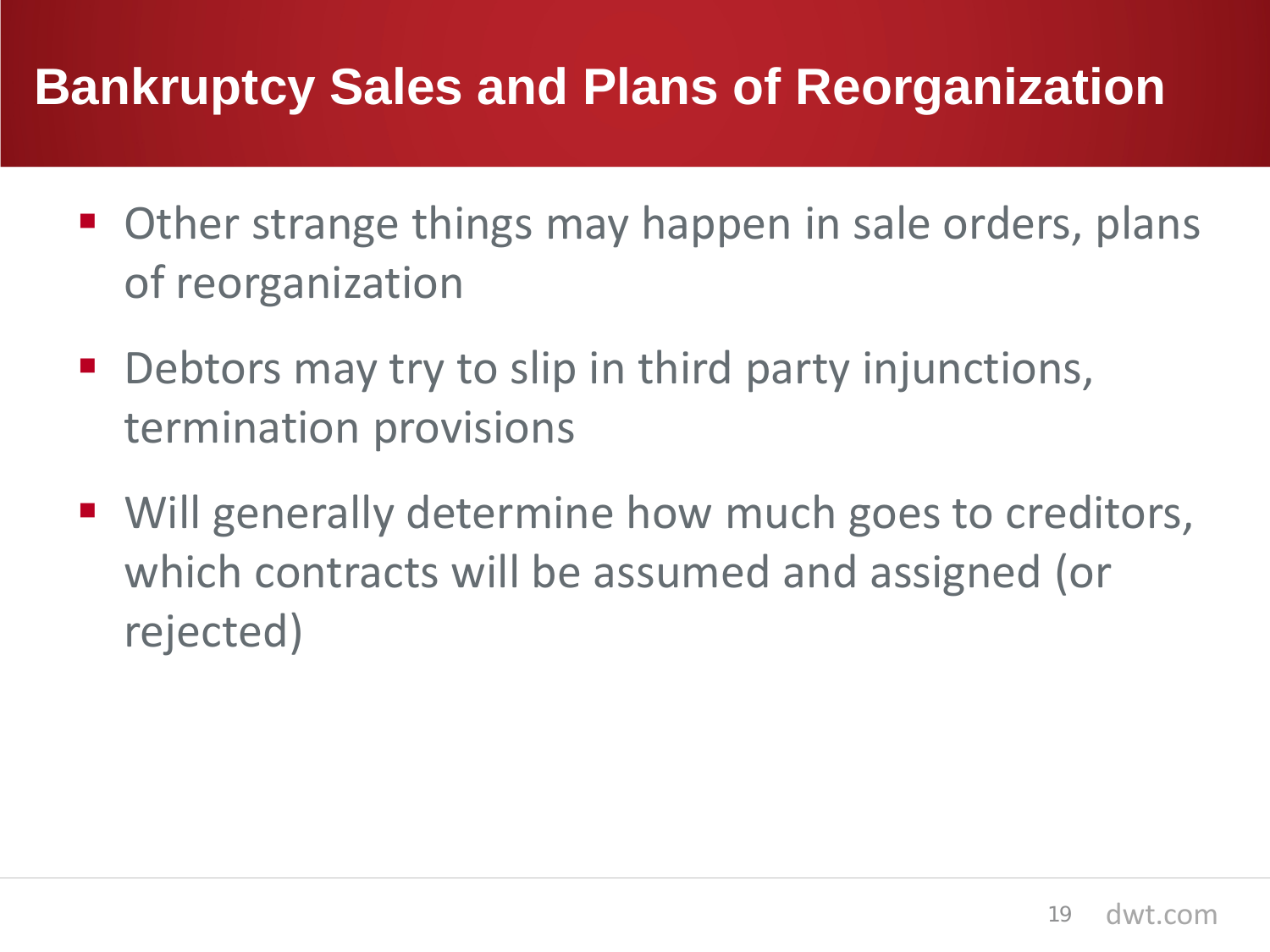# Bankruptcy Sales and Plans of Reorganization

- Other strange things may happen in sale orders, plans of reorganization
- Debtors may try to slip in third party injunctions, termination provisions
- Will generally determine how much goes to creditors, which contracts will be assumed and assigned (or rejected)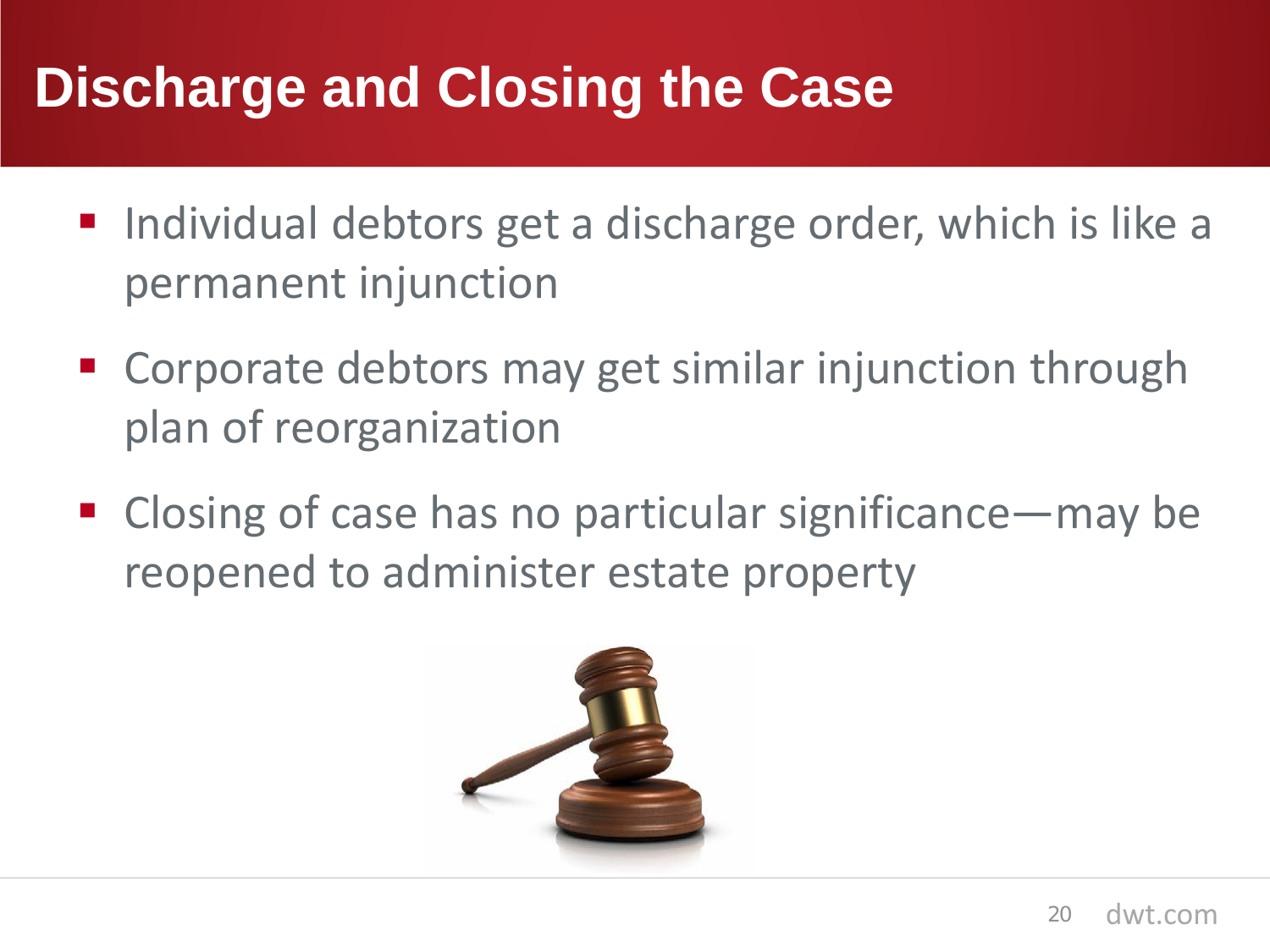# Discharge and Closing the Case

- Individual debtors get a discharge order, which is like a permanent injunction
- Corporate debtors may get similar injunction through plan of reorganization
- Closing of case has no particular significance—may be reopened to administer estate property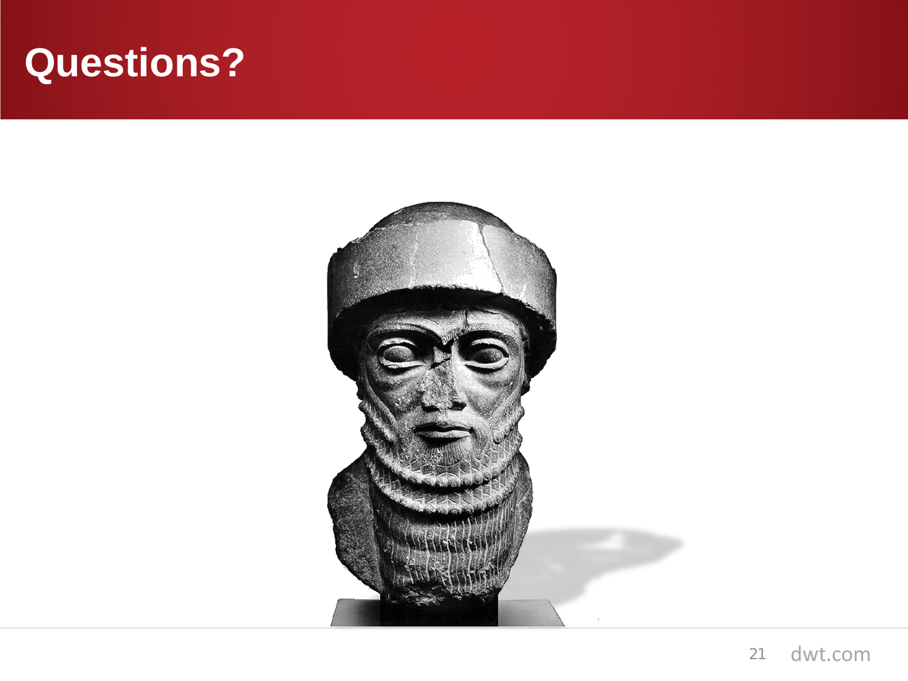# Questions?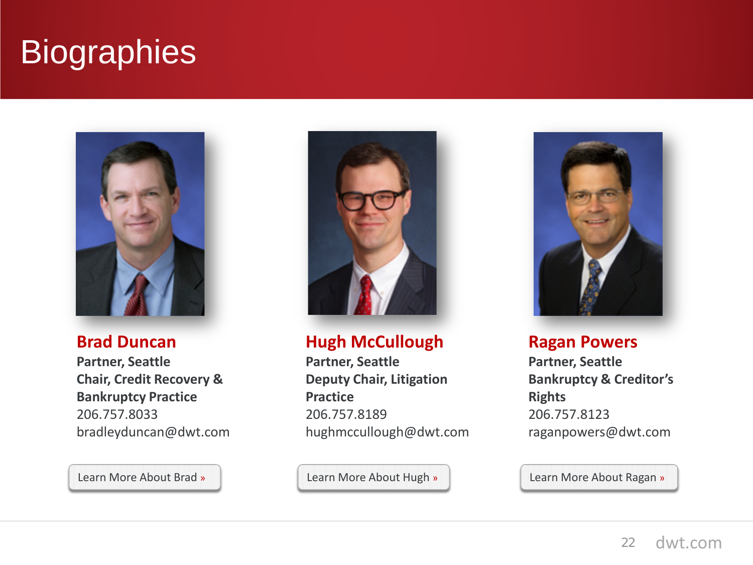# Biographies

## Brad Duncan

**Partner, Seattle**
**Chair, Credit Recovery & Bankruptcy Practice**
206.757.8033
bradleyduncan@dwt.com

Learn More About Brad »

## Hugh McCullough

**Partner, Seattle**
**Deputy Chair, Litigation Practice**
206.757.8189
hughmccullough@dwt.com

Learn More About Hugh »

## Ragan Powers

**Partner, Seattle**
**Bankruptcy & Creditor's Rights**
206.757.8123
raganpowers@dwt.com

Learn More About Ragan »